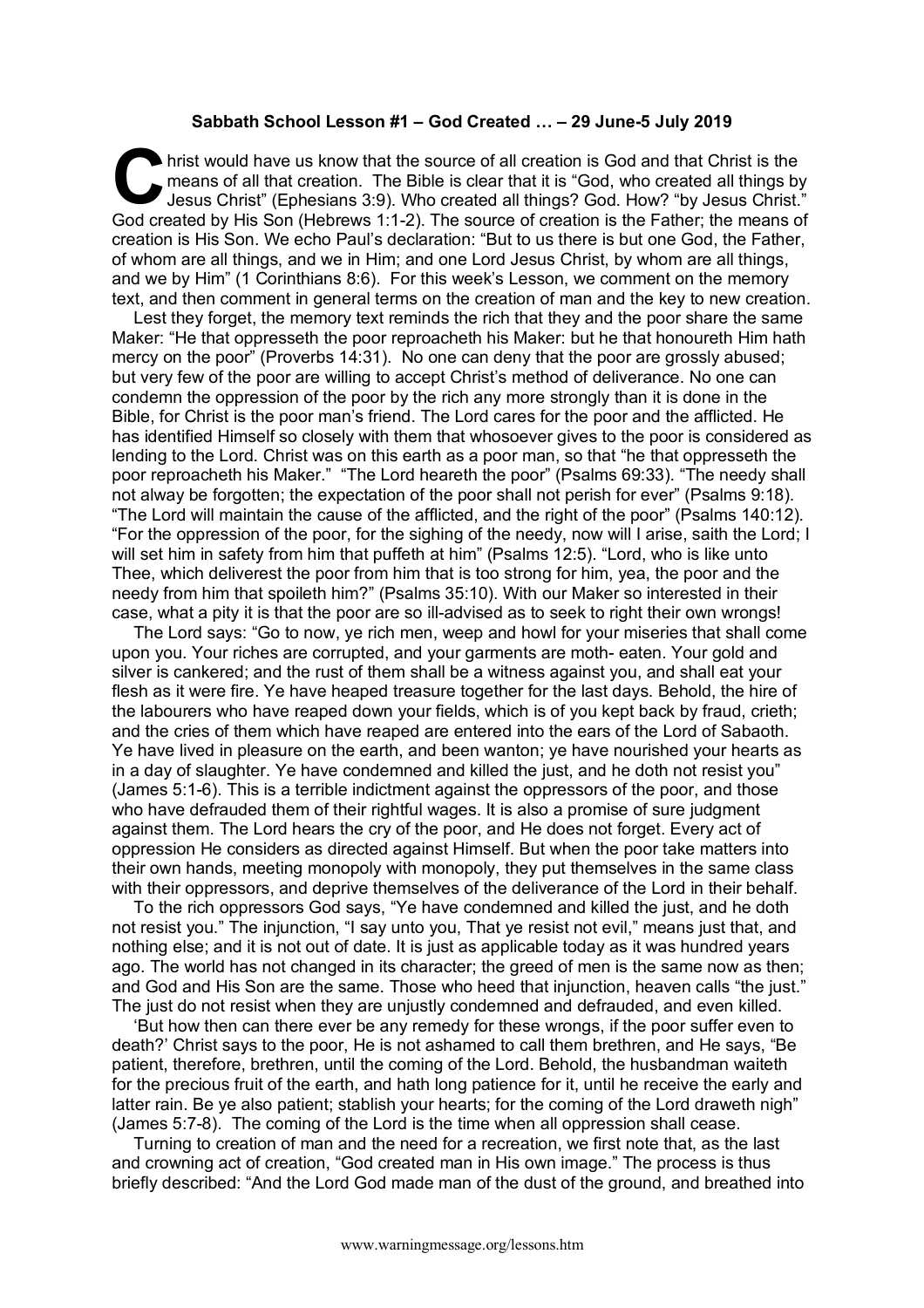**Sabbath School Lesson #1 – God Created … – 29 June-5 July 2019**

Christ would have us know that the source of all creation is God and that Christ is the means of all that creation. The Bible is clear that it is "God, who created all things by Jesus Christ" (Ephesians 3:9). Who created all things? God. How? "by Jesus Christ." God created by His Son (Hebrews 1:1-2). The source of creation is the Father; the means of creation is His Son. We echo Paul's declaration: "But to us there is but one God, the Father, of whom are all things, and we in Him; and one Lord Jesus Christ, by whom are all things, and we by Him" (1 Corinthians 8:6). For this week's Lesson, we comment on the memory text, and then comment in general terms on the creation of man and the key to new creation.

Lest they forget, the memory text reminds the rich that they and the poor share the same Maker: "He that oppresseth the poor reproacheth his Maker: but he that honoureth Him hath mercy on the poor" (Proverbs 14:31). No one can deny that the poor are grossly abused; but very few of the poor are willing to accept Christ's method of deliverance. No one can condemn the oppression of the poor by the rich any more strongly than it is done in the Bible, for Christ is the poor man's friend. The Lord cares for the poor and the afflicted. He has identified Himself so closely with them that whosoever gives to the poor is considered as lending to the Lord. Christ was on this earth as a poor man, so that "he that oppresseth the poor reproacheth his Maker." "The Lord heareth the poor" (Psalms 69:33). "The needy shall not alway be forgotten; the expectation of the poor shall not perish for ever" (Psalms 9:18). "The Lord will maintain the cause of the afflicted, and the right of the poor" (Psalms 140:12). "For the oppression of the poor, for the sighing of the needy, now will I arise, saith the Lord; I will set him in safety from him that puffeth at him" (Psalms 12:5). "Lord, who is like unto Thee, which deliverest the poor from him that is too strong for him, yea, the poor and the needy from him that spoileth him?" (Psalms 35:10). With our Maker so interested in their case, what a pity it is that the poor are so ill-advised as to seek to right their own wrongs!

The Lord says: "Go to now, ye rich men, weep and howl for your miseries that shall come upon you. Your riches are corrupted, and your garments are moth- eaten. Your gold and silver is cankered; and the rust of them shall be a witness against you, and shall eat your flesh as it were fire. Ye have heaped treasure together for the last days. Behold, the hire of the labourers who have reaped down your fields, which is of you kept back by fraud, crieth; and the cries of them which have reaped are entered into the ears of the Lord of Sabaoth. Ye have lived in pleasure on the earth, and been wanton; ye have nourished your hearts as in a day of slaughter. Ye have condemned and killed the just, and he doth not resist you" (James 5:1-6). This is a terrible indictment against the oppressors of the poor, and those who have defrauded them of their rightful wages. It is also a promise of sure judgment against them. The Lord hears the cry of the poor, and He does not forget. Every act of oppression He considers as directed against Himself. But when the poor take matters into their own hands, meeting monopoly with monopoly, they put themselves in the same class with their oppressors, and deprive themselves of the deliverance of the Lord in their behalf.

To the rich oppressors God says, "Ye have condemned and killed the just, and he doth not resist you." The injunction, "I say unto you, That ye resist not evil," means just that, and nothing else; and it is not out of date. It is just as applicable today as it was hundred years ago. The world has not changed in its character; the greed of men is the same now as then; and God and His Son are the same. Those who heed that injunction, heaven calls "the just." The just do not resist when they are unjustly condemned and defrauded, and even killed.

'But how then can there ever be any remedy for these wrongs, if the poor suffer even to death?' Christ says to the poor, He is not ashamed to call them brethren, and He says, "Be patient, therefore, brethren, until the coming of the Lord. Behold, the husbandman waiteth for the precious fruit of the earth, and hath long patience for it, until he receive the early and latter rain. Be ye also patient; stablish your hearts; for the coming of the Lord draweth nigh" (James 5:7-8). The coming of the Lord is the time when all oppression shall cease.

Turning to creation of man and the need for a recreation, we first note that, as the last and crowning act of creation, "God created man in His own image." The process is thus briefly described: "And the Lord God made man of the dust of the ground, and breathed into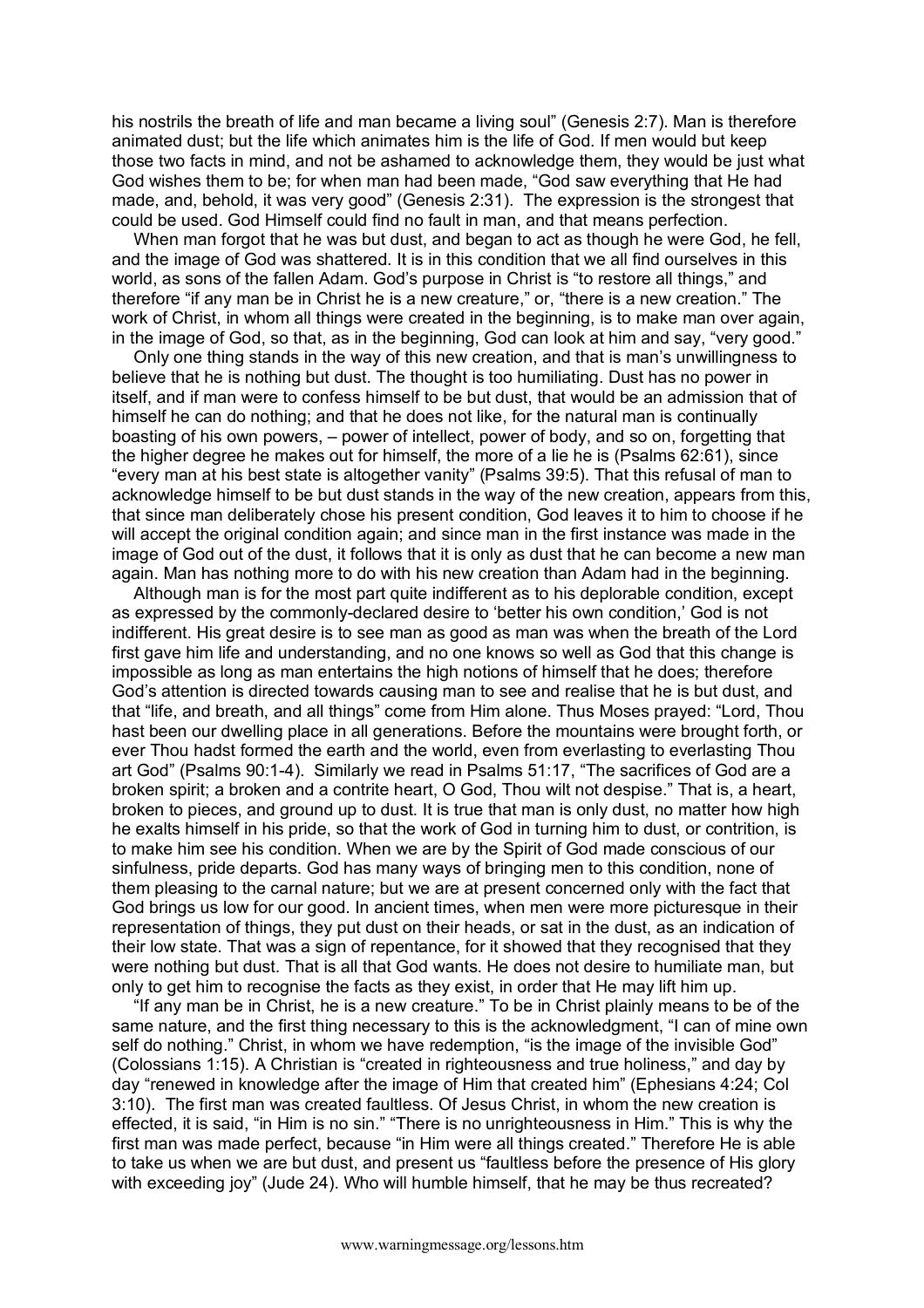his nostrils the breath of life and man became a living soul" (Genesis 2:7). Man is therefore animated dust; but the life which animates him is the life of God. If men would but keep those two facts in mind, and not be ashamed to acknowledge them, they would be just what God wishes them to be; for when man had been made, "God saw everything that He had made, and, behold, it was very good" (Genesis 2:31). The expression is the strongest that could be used. God Himself could find no fault in man, and that means perfection.

When man forgot that he was but dust, and began to act as though he were God, he fell, and the image of God was shattered. It is in this condition that we all find ourselves in this world, as sons of the fallen Adam. God's purpose in Christ is "to restore all things," and therefore "if any man be in Christ he is a new creature," or, "there is a new creation." The work of Christ, in whom all things were created in the beginning, is to make man over again, in the image of God, so that, as in the beginning, God can look at him and say, "very good."

Only one thing stands in the way of this new creation, and that is man's unwillingness to believe that he is nothing but dust. The thought is too humiliating. Dust has no power in itself, and if man were to confess himself to be but dust, that would be an admission that of himself he can do nothing; and that he does not like, for the natural man is continually boasting of his own powers, – power of intellect, power of body, and so on, forgetting that the higher degree he makes out for himself, the more of a lie he is (Psalms 62:61), since "every man at his best state is altogether vanity" (Psalms 39:5). That this refusal of man to acknowledge himself to be but dust stands in the way of the new creation, appears from this, that since man deliberately chose his present condition, God leaves it to him to choose if he will accept the original condition again; and since man in the first instance was made in the image of God out of the dust, it follows that it is only as dust that he can become a new man again. Man has nothing more to do with his new creation than Adam had in the beginning.

Although man is for the most part quite indifferent as to his deplorable condition, except as expressed by the commonly-declared desire to 'better his own condition,' God is not indifferent. His great desire is to see man as good as man was when the breath of the Lord first gave him life and understanding, and no one knows so well as God that this change is impossible as long as man entertains the high notions of himself that he does; therefore God's attention is directed towards causing man to see and realise that he is but dust, and that "life, and breath, and all things" come from Him alone. Thus Moses prayed: "Lord, Thou hast been our dwelling place in all generations. Before the mountains were brought forth, or ever Thou hadst formed the earth and the world, even from everlasting to everlasting Thou art God" (Psalms 90:1-4). Similarly we read in Psalms 51:17, "The sacrifices of God are a broken spirit; a broken and a contrite heart, O God, Thou wilt not despise." That is, a heart, broken to pieces, and ground up to dust. It is true that man is only dust, no matter how high he exalts himself in his pride, so that the work of God in turning him to dust, or contrition, is to make him see his condition. When we are by the Spirit of God made conscious of our sinfulness, pride departs. God has many ways of bringing men to this condition, none of them pleasing to the carnal nature; but we are at present concerned only with the fact that God brings us low for our good. In ancient times, when men were more picturesque in their representation of things, they put dust on their heads, or sat in the dust, as an indication of their low state. That was a sign of repentance, for it showed that they recognised that they were nothing but dust. That is all that God wants. He does not desire to humiliate man, but only to get him to recognise the facts as they exist, in order that He may lift him up.

"If any man be in Christ, he is a new creature." To be in Christ plainly means to be of the same nature, and the first thing necessary to this is the acknowledgment, "I can of mine own self do nothing." Christ, in whom we have redemption, "is the image of the invisible God" (Colossians 1:15). A Christian is "created in righteousness and true holiness," and day by day "renewed in knowledge after the image of Him that created him" (Ephesians 4:24; Col 3:10). The first man was created faultless. Of Jesus Christ, in whom the new creation is effected, it is said, "in Him is no sin." "There is no unrighteousness in Him." This is why the first man was made perfect, because "in Him were all things created." Therefore He is able to take us when we are but dust, and present us "faultless before the presence of His glory with exceeding joy" (Jude 24). Who will humble himself, that he may be thus recreated?

www.warningmessage.org/lessons.htm